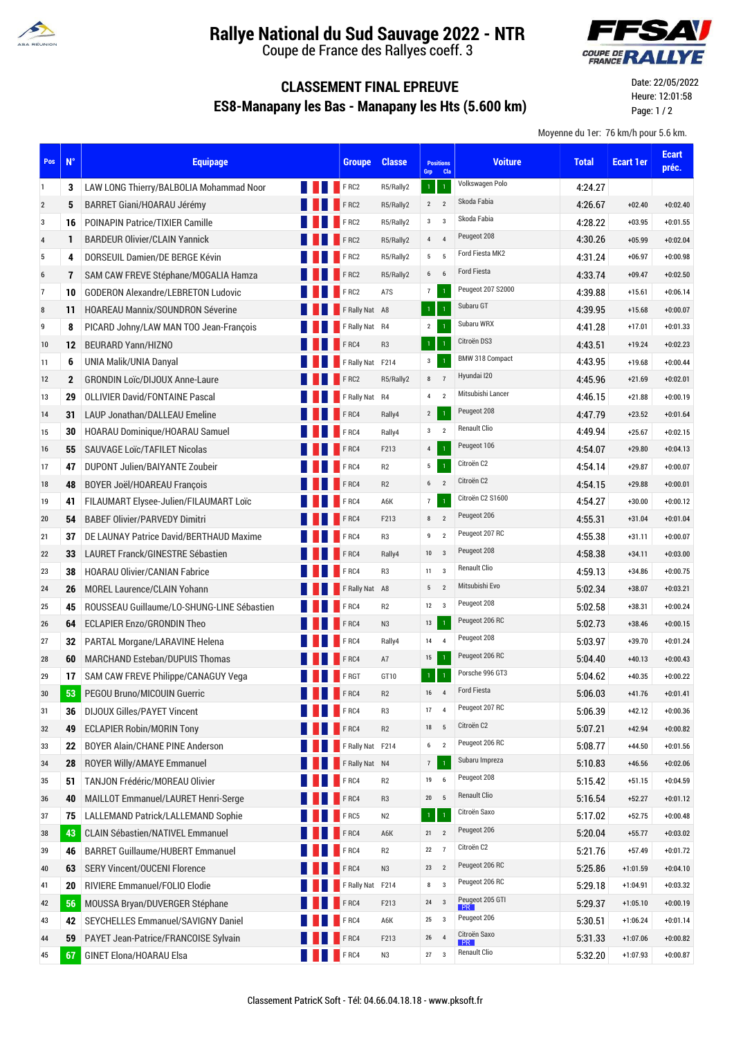# Rallye National du Sud Sauvage 2022 - NTR

Coupe de France des Rallyes coeff. 3

## CLASSEMENT FINAL EPREUVE

## ES8-Manapany les Bas - Manapany les Hts (5.600 km)

Date: 22/05/2022
Heure: 12:01:58
Page: 1 / 2

Moyenne du 1er: 76 km/h pour 5.6 km.

| Pos | N° | Equipage | Groupe | Classe | Positions Grp | Positions Cla | Voiture | Total | Ecart 1er | Ecart préc. |
|---|---|---|---|---|---|---|---|---|---|---|
| 1 | 3 | LAW LONG Thierry/BALBOLIA Mohammad Noor | F RC2 | R5/Rally2 | 1 | 1 | Volkswagen Polo | 4:24.27 | | |
| 2 | 5 | BARRET Giani/HOARAU Jérémy | F RC2 | R5/Rally2 | 2 | 2 | Skoda Fabia | 4:26.67 | +02.40 | +0:02.40 |
| 3 | 16 | POINAPIN Patrice/TIXIER Camille | F RC2 | R5/Rally2 | 3 | 3 | Skoda Fabia | 4:28.22 | +03.95 | +0:01.55 |
| 4 | 1 | BARDEUR Olivier/CLAIN Yannick | F RC2 | R5/Rally2 | 4 | 4 | Peugeot 208 | 4:30.26 | +05.99 | +0:02.04 |
| 5 | 4 | DORSEUIL Damien/DE BERGE Kévin | F RC2 | R5/Rally2 | 5 | 5 | Ford Fiesta MK2 | 4:31.24 | +06.97 | +0:00.98 |
| 6 | 7 | SAM CAW FREVE Stéphane/MOGALIA Hamza | F RC2 | R5/Rally2 | 6 | 6 | Ford Fiesta | 4:33.74 | +09.47 | +0:02.50 |
| 7 | 10 | GODERON Alexandre/LEBRETON Ludovic | F RC2 | A7S | 7 | 1 | Peugeot 207 S2000 | 4:39.88 | +15.61 | +0:06.14 |
| 8 | 11 | HOAREAU Mannix/SOUNDRON Séverine | F Rally Nat | A8 | 1 | 1 | Subaru GT | 4:39.95 | +15.68 | +0:00.07 |
| 9 | 8 | PICARD Johny/LAW MAN TOO Jean-François | F Rally Nat | R4 | 2 | 1 | Subaru WRX | 4:41.28 | +17.01 | +0:01.33 |
| 10 | 12 | BEURARD Yann/HIZNO | F RC4 | R3 | 1 | 1 | Citroën DS3 | 4:43.51 | +19.24 | +0:02.23 |
| 11 | 6 | UNIA Malik/UNIA Danyal | F Rally Nat | F214 | 3 | 1 | BMW 318 Compact | 4:43.95 | +19.68 | +0:00.44 |
| 12 | 2 | GRONDIN Loïc/DIJOUX Anne-Laure | F RC2 | R5/Rally2 | 8 | 7 | Hyundai I20 | 4:45.96 | +21.69 | +0:02.01 |
| 13 | 29 | OLLIVIER David/FONTAINE Pascal | F Rally Nat | R4 | 4 | 2 | Mitsubishi Lancer | 4:46.15 | +21.88 | +0:00.19 |
| 14 | 31 | LAUP Jonathan/DALLEAU Emeline | F RC4 | Rally4 | 2 | 1 | Peugeot 208 | 4:47.79 | +23.52 | +0:01.64 |
| 15 | 30 | HOARAU Dominique/HOARAU Samuel | F RC4 | Rally4 | 3 | 2 | Renault Clio | 4:49.94 | +25.67 | +0:02.15 |
| 16 | 55 | SAUVAGE Loïc/TAFILET Nicolas | F RC4 | F213 | 4 | 1 | Peugeot 106 | 4:54.07 | +29.80 | +0:04.13 |
| 17 | 47 | DUPONT Julien/BAIYANTE Zoubeir | F RC4 | R2 | 5 | 1 | Citroën C2 | 4:54.14 | +29.87 | +0:00.07 |
| 18 | 48 | BOYER Joël/HOAREAU François | F RC4 | R2 | 6 | 2 | Citroën C2 | 4:54.15 | +29.88 | +0:00.01 |
| 19 | 41 | FILAUMART Elysee-Julien/FILAUMART Loïc | F RC4 | A6K | 7 | 1 | Citroën C2 S1600 | 4:54.27 | +30.00 | +0:00.12 |
| 20 | 54 | BABEF Olivier/PARVEDY Dimitri | F RC4 | F213 | 8 | 2 | Peugeot 206 | 4:55.31 | +31.04 | +0:01.04 |
| 21 | 37 | DE LAUNAY Patrice David/BERTHAUD Maxime | F RC4 | R3 | 9 | 2 | Peugeot 207 RC | 4:55.38 | +31.11 | +0:00.07 |
| 22 | 33 | LAURET Franck/GINESTRE Sébastien | F RC4 | Rally4 | 10 | 3 | Peugeot 208 | 4:58.38 | +34.11 | +0:03.00 |
| 23 | 38 | HOARAU Olivier/CANIAN Fabrice | F RC4 | R3 | 11 | 3 | Renault Clio | 4:59.13 | +34.86 | +0:00.75 |
| 24 | 26 | MOREL Laurence/CLAIN Yohann | F Rally Nat | A8 | 5 | 2 | Mitsubishi Evo | 5:02.34 | +38.07 | +0:03.21 |
| 25 | 45 | ROUSSEAU Guillaume/LO-SHUNG-LINE Sébastien | F RC4 | R2 | 12 | 3 | Peugeot 208 | 5:02.58 | +38.31 | +0:00.24 |
| 26 | 64 | ECLAPIER Enzo/GRONDIN Theo | F RC4 | N3 | 13 | 1 | Peugeot 206 RC | 5:02.73 | +38.46 | +0:00.15 |
| 27 | 32 | PARTAL Morgane/LARAVINE Helena | F RC4 | Rally4 | 14 | 4 | Peugeot 208 | 5:03.97 | +39.70 | +0:01.24 |
| 28 | 60 | MARCHAND Esteban/DUPUIS Thomas | F RC4 | A7 | 15 | 1 | Peugeot 206 RC | 5:04.40 | +40.13 | +0:00.43 |
| 29 | 17 | SAM CAW FREVE Philippe/CANAGUY Vega | F RGT | GT10 | 1 | 1 | Porsche 996 GT3 | 5:04.62 | +40.35 | +0:00.22 |
| 30 | 53 | PEGOU Bruno/MICOUIN Guerric | F RC4 | R2 | 16 | 4 | Ford Fiesta | 5:06.03 | +41.76 | +0:01.41 |
| 31 | 36 | DIJOUX Gilles/PAYET Vincent | F RC4 | R3 | 17 | 4 | Peugeot 207 RC | 5:06.39 | +42.12 | +0:00.36 |
| 32 | 49 | ECLAPIER Robin/MORIN Tony | F RC4 | R2 | 18 | 5 | Citroën C2 | 5:07.21 | +42.94 | +0:00.82 |
| 33 | 22 | BOYER Alain/CHANE PINE Anderson | F Rally Nat | F214 | 6 | 2 | Peugeot 206 RC | 5:08.77 | +44.50 | +0:01.56 |
| 34 | 28 | ROYER Willy/AMAYE Emmanuel | F Rally Nat | N4 | 7 | 1 | Subaru Impreza | 5:10.83 | +46.56 | +0:02.06 |
| 35 | 51 | TANJON Frédéric/MOREAU Olivier | F RC4 | R2 | 19 | 6 | Peugeot 208 | 5:15.42 | +51.15 | +0:04.59 |
| 36 | 40 | MAILLOT Emmanuel/LAURET Henri-Serge | F RC4 | R3 | 20 | 5 | Renault Clio | 5:16.54 | +52.27 | +0:01.12 |
| 37 | 75 | LALLEMAND Patrick/LALLEMAND Sophie | F RC5 | N2 | 1 | 1 | Citroën Saxo | 5:17.02 | +52.75 | +0:00.48 |
| 38 | 43 | CLAIN Sébastien/NATIVEL Emmanuel | F RC4 | A6K | 21 | 2 | Peugeot 206 | 5:20.04 | +55.77 | +0:03.02 |
| 39 | 46 | BARRET Guillaume/HUBERT Emmanuel | F RC4 | R2 | 22 | 7 | Citroën C2 | 5:21.76 | +57.49 | +0:01.72 |
| 40 | 63 | SERY Vincent/OUCENI Florence | F RC4 | N3 | 23 | 2 | Peugeot 206 RC | 5:25.86 | +1:01.59 | +0:04.10 |
| 41 | 20 | RIVIERE Emmanuel/FOLIO Elodie | F Rally Nat | F214 | 8 | 3 | Peugeot 206 RC | 5:29.18 | +1:04.91 | +0:03.32 |
| 42 | 56 | MOUSSA Bryan/DUVERGER Stéphane | F RC4 | F213 | 24 | 3 | Peugeot 205 GTI PR | 5:29.37 | +1:05.10 | +0:00.19 |
| 43 | 42 | SEYCHELLES Emmanuel/SAVIGNY Daniel | F RC4 | A6K | 25 | 3 | Peugeot 206 | 5:30.51 | +1:06.24 | +0:01.14 |
| 44 | 59 | PAYET Jean-Patrice/FRANCOISE Sylvain | F RC4 | F213 | 26 | 4 | Citroën Saxo PR | 5:31.33 | +1:07.06 | +0:00.82 |
| 45 | 67 | GINET Elona/HOARAU Elsa | F RC4 | N3 | 27 | 3 | Renault Clio | 5:32.20 | +1:07.93 | +0:00.87 |

Classement PatricK Soft - Tél: 04.66.04.18.18 - www.pksoft.fr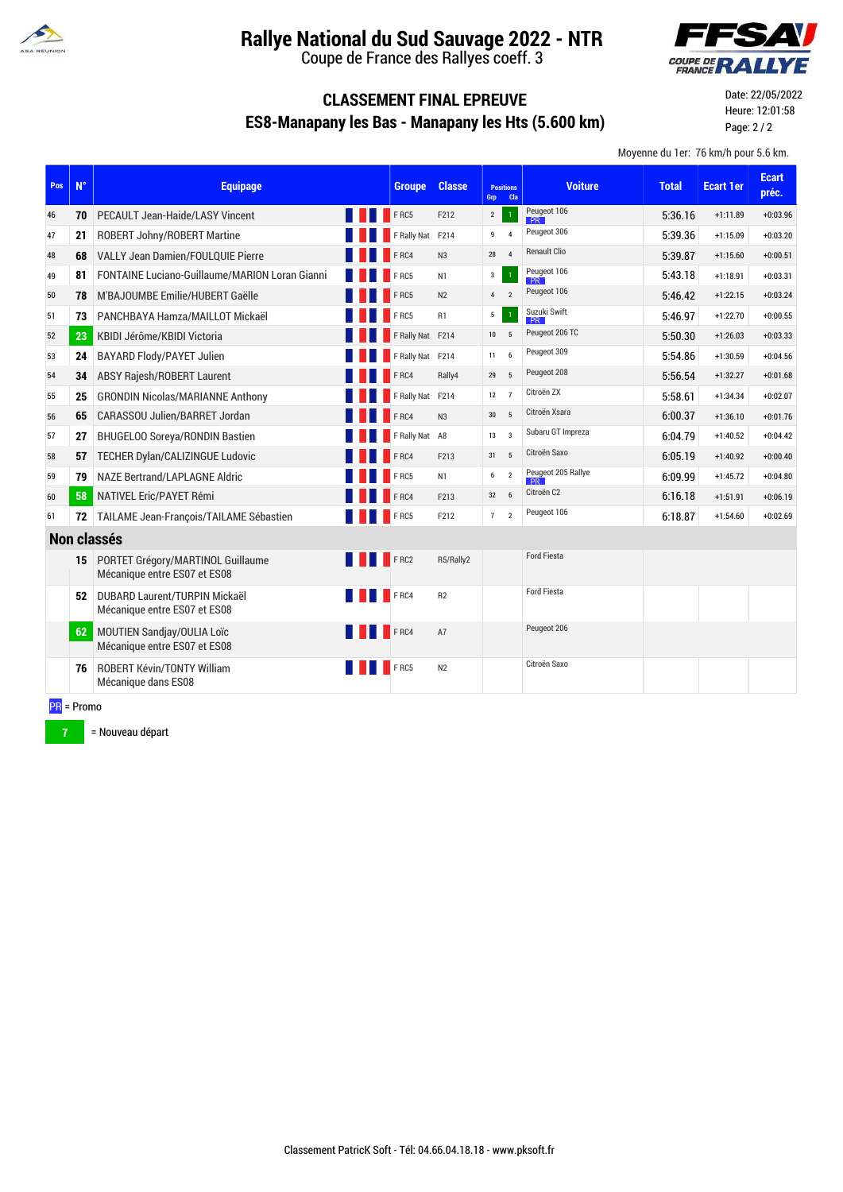# Rallye National du Sud Sauvage 2022 - NTR

Coupe de France des Rallyes coeff. 3

## CLASSEMENT FINAL EPREUVE

## ES8-Manapany les Bas - Manapany les Hts (5.600 km)

Date: 22/05/2022
Heure: 12:01:58

Moyenne du 1er: 76 km/h pour 5.6 km.

| Pos | N° | Equipage | Groupe | Classe | Positions Grp | Positions Cla | Voiture | Total | Ecart 1er | Ecart préc. |
|---|---|---|---|---|---|---|---|---|---|---|
| 46 | 70 | PECAULT Jean-Haide/LASY Vincent | F RC5 | F212 | 2 | 1 | Peugeot 106 PR | 5:36.16 | +1:11.89 | +0:03.96 |
| 47 | 21 | ROBERT Johny/ROBERT Martine | F Rally Nat | F214 | 9 | 4 | Peugeot 306 | 5:39.36 | +1:15.09 | +0:03.20 |
| 48 | 68 | VALLY Jean Damien/FOULQUIE Pierre | F RC4 | N3 | 28 | 4 | Renault Clio | 5:39.87 | +1:15.60 | +0:00.51 |
| 49 | 81 | FONTAINE Luciano-Guillaume/MARION Loran Gianni | F RC5 | N1 | 3 | 1 | Peugeot 106 PR | 5:43.18 | +1:18.91 | +0:03.31 |
| 50 | 78 | M'BAJOUMBE Emilie/HUBERT Gaëlle | F RC5 | N2 | 4 | 2 | Peugeot 106 | 5:46.42 | +1:22.15 | +0:03.24 |
| 51 | 73 | PANCHBAYA Hamza/MAILLOT Mickaël | F RC5 | R1 | 5 | 1 | Suzuki Swift PR | 5:46.97 | +1:22.70 | +0:00.55 |
| 52 | 23 | KBIDI Jérôme/KBIDI Victoria | F Rally Nat | F214 | 10 | 5 | Peugeot 206 TC | 5:50.30 | +1:26.03 | +0:03.33 |
| 53 | 24 | BAYARD Flody/PAYET Julien | F Rally Nat | F214 | 11 | 6 | Peugeot 309 | 5:54.86 | +1:30.59 | +0:04.56 |
| 54 | 34 | ABSY Rajesh/ROBERT Laurent | F RC4 | Rally4 | 29 | 5 | Peugeot 208 | 5:56.54 | +1:32.27 | +0:01.68 |
| 55 | 25 | GRONDIN Nicolas/MARIANNE Anthony | F Rally Nat | F214 | 12 | 7 | Citroën ZX | 5:58.61 | +1:34.34 | +0:02.07 |
| 56 | 65 | CARASSOU Julien/BARRET Jordan | F RC4 | N3 | 30 | 5 | Citroën Xsara | 6:00.37 | +1:36.10 | +0:01.76 |
| 57 | 27 | BHUGELOO Soreya/RONDIN Bastien | F Rally Nat | A8 | 13 | 3 | Subaru GT Impreza | 6:04.79 | +1:40.52 | +0:04.42 |
| 58 | 57 | TECHER Dylan/CALIZINGUE Ludovic | F RC4 | F213 | 31 | 5 | Citroën Saxo | 6:05.19 | +1:40.92 | +0:00.40 |
| 59 | 79 | NAZE Bertrand/LAPLAGNE Aldric | F RC5 | N1 | 6 | 2 | Peugeot 205 Rallye PR | 6:09.99 | +1:45.72 | +0:04.80 |
| 60 | 58 | NATIVEL Eric/PAYET Rémi | F RC4 | F213 | 32 | 6 | Citroën C2 | 6:16.18 | +1:51.91 | +0:06.19 |
| 61 | 72 | TAILAME Jean-François/TAILAME Sébastien | F RC5 | F212 | 7 | 2 | Peugeot 106 | 6:18.87 | +1:54.60 | +0:02.69 |

### Non classés

| Pos | N° | Equipage | Groupe | Classe | Positions Grp | Positions Cla | Voiture | Total | Ecart 1er | Ecart préc. |
|---|---|---|---|---|---|---|---|---|---|---|
| | 15 | PORTET Grégory/MARTINOL Guillaume<br>Mécanique entre ES07 et ES08 | F RC2 | R5/Rally2 | | | Ford Fiesta | | | |
| | 52 | DUBARD Laurent/TURPIN Mickaël<br>Mécanique entre ES07 et ES08 | F RC4 | R2 | | | Ford Fiesta | | | |
| | 62 | MOUTIEN Sandjay/OULIA Loïc<br>Mécanique entre ES07 et ES08 | F RC4 | A7 | | | Peugeot 206 | | | |
| | 76 | ROBERT Kévin/TONTY William<br>Mécanique dans ES08 | F RC5 | N2 | | | Citroën Saxo | | | |

PR = Promo

7 = Nouveau départ

Classement PatricK Soft - Tél: 04.66.04.18.18 - www.pksoft.fr